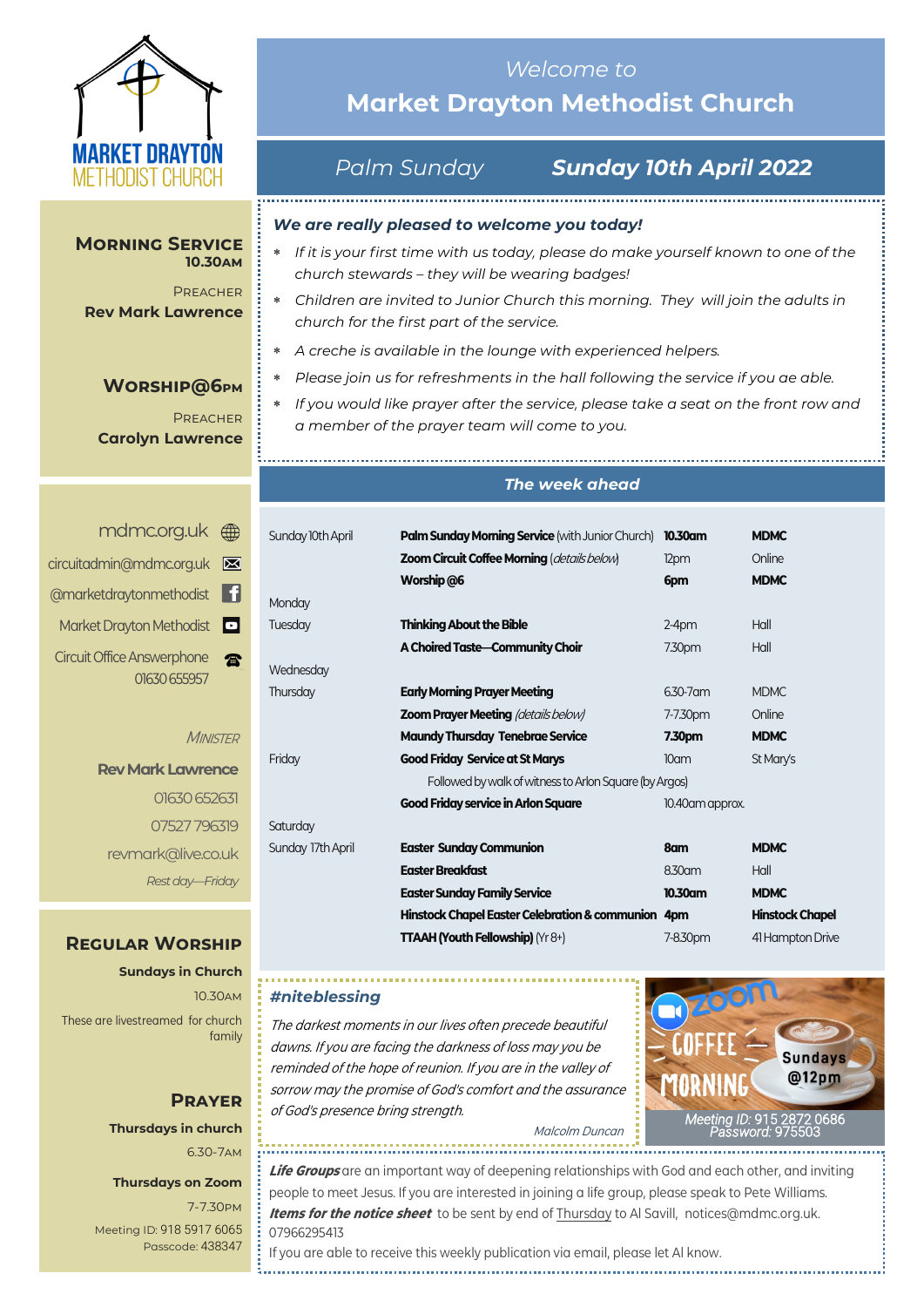# Welcome to Market Drayton Methodist Church

## Palm Sunday — Sunday 10th April 2022

***We are really pleased to welcome you today!***

- *If it is your first time with us today, please do make yourself known to one of the church stewards – they will be wearing badges!*
- *Children are invited to Junior Church this morning. They will join the adults in church for the first part of the service.*
- *A creche is available in the lounge with experienced helpers.*
- *Please join us for refreshments in the hall following the service if you ae able.*
- *If you would like prayer after the service, please take a seat on the front row and a member of the prayer team will come to you.*

### MORNING SERVICE
**10.30AM**

PREACHER
**Rev Mark Lawrence**

### WORSHIP@6PM

PREACHER
**Carolyn Lawrence**

### *The week ahead*

| | | | |
|---|---|---|---|
| Sunday 10th April | **Palm Sunday Morning Service** (with Junior Church) | **10.30am** | **MDMC** |
| | **Zoom Circuit Coffee Morning** (*details below*) | 12pm | Online |
| | **Worship @6** | **6pm** | **MDMC** |
| Monday | | | |
| Tuesday | **Thinking About the Bible** | 2-4pm | Hall |
| | **A Choired Taste—Community Choir** | 7.30pm | Hall |
| Wednesday | | | |
| Thursday | **Early Morning Prayer Meeting** | 6.30-7am | MDMC |
| | **Zoom Prayer Meeting** (*details below*) | 7-7.30pm | Online |
| | **Maundy Thursday Tenebrae Service** | **7.30pm** | **MDMC** |
| Friday | **Good Friday Service at St Marys** | 10am | St Mary's |
| | Followed by walk of witness to Arlon Square (by Argos) | | |
| | **Good Friday service in Arlon Square** | 10.40am approx. | |
| Saturday | | | |
| Sunday 17th April | **Easter Sunday Communion** | **8am** | **MDMC** |
| | **Easter Breakfast** | 8.30am | Hall |
| | **Easter Sunday Family Service** | **10.30am** | **MDMC** |
| | **Hinstock Chapel Easter Celebration & communion** | **4pm** | **Hinstock Chapel** |
| | **TTAAH (Youth Fellowship)** (Yr 8+) | 7-8.30pm | 41 Hampton Drive |

mdmc.org.uk
circuitadmin@mdmc.org.uk
@marketdraytonmethodist
Market Drayton Methodist
Circuit Office Answerphone 01630 655957

*MINISTER*
**Rev Mark Lawrence**
01630 652631
07527 796319
revmark@live.co.uk
*Rest day—Friday*

### REGULAR WORSHIP

**Sundays in Church**
10.30AM
These are livestreamed for church family

### PRAYER

**Thursdays in church**
6.30-7AM

**Thursdays on Zoom**
7-7.30PM
Meeting ID: 918 5917 6065
Passcode: 438347

### *#niteblessing*

*The darkest moments in our lives often precede beautiful dawns. If you are facing the darkness of loss may you be reminded of the hope of reunion. If you are in the valley of sorrow may the promise of God's comfort and the assurance of God's presence bring strength.*

*Malcolm Duncan*

**Zoom COFFEE MORNING — Sundays @12pm**
*Meeting ID:* 915 2872 0686
*Password:* 975503

***Life Groups*** are an important way of deepening relationships with God and each other, and inviting people to meet Jesus. If you are interested in joining a life group, please speak to Pete Williams.
***Items for the notice sheet*** to be sent by end of Thursday to Al Savill, notices@mdmc.org.uk. 07966295413
If you are able to receive this weekly publication via email, please let Al know.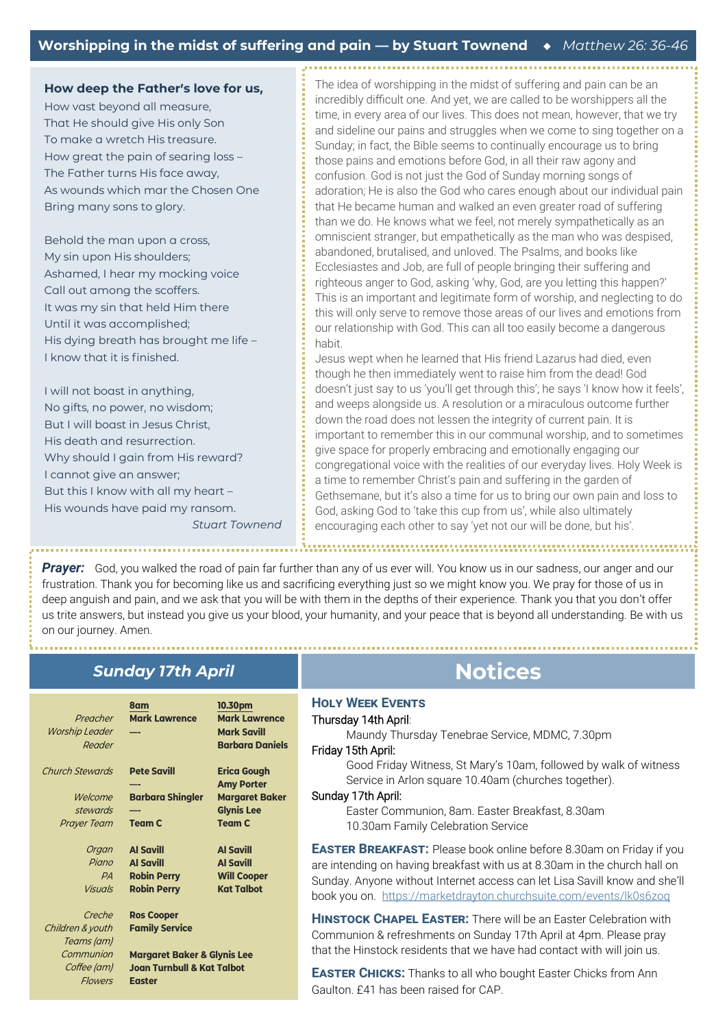## Worshipping in the midst of suffering and pain — by Stuart Townend ◆ *Matthew 26: 36-46*

**How deep the Father's love for us,**
How vast beyond all measure,
That He should give His only Son
To make a wretch His treasure.
How great the pain of searing loss –
The Father turns His face away,
As wounds which mar the Chosen One
Bring many sons to glory.

Behold the man upon a cross,
My sin upon His shoulders;
Ashamed, I hear my mocking voice
Call out among the scoffers.
It was my sin that held Him there
Until it was accomplished;
His dying breath has brought me life –
I know that it is finished.

I will not boast in anything,
No gifts, no power, no wisdom;
But I will boast in Jesus Christ,
His death and resurrection.
Why should I gain from His reward?
I cannot give an answer;
But this I know with all my heart –
His wounds have paid my ransom.

*Stuart Townend*

The idea of worshipping in the midst of suffering and pain can be an incredibly difficult one. And yet, we are called to be worshippers all the time, in every area of our lives. This does not mean, however, that we try and sideline our pains and struggles when we come to sing together on a Sunday; in fact, the Bible seems to continually encourage us to bring those pains and emotions before God, in all their raw agony and confusion. God is not just the God of Sunday morning songs of adoration; He is also the God who cares enough about our individual pain that He became human and walked an even greater road of suffering than we do. He knows what we feel, not merely sympathetically as an omniscient stranger, but empathetically as the man who was despised, abandoned, brutalised, and unloved. The Psalms, and books like Ecclesiastes and Job, are full of people bringing their suffering and righteous anger to God, asking 'why, God, are you letting this happen?' This is an important and legitimate form of worship, and neglecting to do this will only serve to remove those areas of our lives and emotions from our relationship with God. This can all too easily become a dangerous habit.

Jesus wept when he learned that His friend Lazarus had died, even though he then immediately went to raise him from the dead! God doesn't just say to us 'you'll get through this'; he says 'I know how it feels', and weeps alongside us. A resolution or a miraculous outcome further down the road does not lessen the integrity of current pain. It is important to remember this in our communal worship, and to sometimes give space for properly embracing and emotionally engaging our congregational voice with the realities of our everyday lives. Holy Week is a time to remember Christ's pain and suffering in the garden of Gethsemane, but it's also a time for us to bring our own pain and loss to God, asking God to 'take this cup from us', while also ultimately encouraging each other to say 'yet not our will be done, but his'.

***Prayer:*** God, you walked the road of pain far further than any of us ever will. You know us in our sadness, our anger and our frustration. Thank you for becoming like us and sacrificing everything just so we might know you. We pray for those of us in deep anguish and pain, and we ask that you will be with them in the depths of their experience. Thank you that you don't offer us trite answers, but instead you give us your blood, your humanity, and your peace that is beyond all understanding. Be with us on our journey. Amen.

## Sunday 17th April

| | 8am | 10.30pm |
|---|---|---|
| *Preacher* | **Mark Lawrence** | **Mark Lawrence** |
| *Worship Leader* | **—-** | **Mark Savill** |
| *Reader* | | **Barbara Daniels** |
| *Church Stewards* | **Pete Savill** | **Erica Gough** |
| | **—-** | **Amy Porter** |
| *Welcome stewards* | **Barbara Shingler** | **Margaret Baker** |
| | **—-** | **Glynis Lee** |
| *Prayer Team* | **Team C** | **Team C** |
| *Organ* | **Al Savill** | **Al Savill** |
| *Piano* | **Al Savill** | **Al Savill** |
| *PA* | **Robin Perry** | **Will Cooper** |
| *Visuals* | **Robin Perry** | **Kat Talbot** |
| *Creche* | **Ros Cooper** | |
| *Children & youth* | **Family Service** | |
| *Teams (am)* | | |
| *Communion* | **Margaret Baker & Glynis Lee** | |
| *Coffee (am)* | **Joan Turnbull & Kat Talbot** | |
| *Flowers* | **Easter** | |

## Notices

**Holy Week Events**

Thursday 14th April:
Maundy Thursday Tenebrae Service, MDMC, 7.30pm

Friday 15th April:
Good Friday Witness, St Mary's 10am, followed by walk of witness Service in Arlon square 10.40am (churches together).

Sunday 17th April:
Easter Communion, 8am. Easter Breakfast, 8.30am
10.30am Family Celebration Service

**Easter Breakfast:** Please book online before 8.30am on Friday if you are intending on having breakfast with us at 8.30am in the church hall on Sunday. Anyone without Internet access can let Lisa Savill know and she'll book you on. https://marketdrayton.churchsuite.com/events/lk0s6zoq

**Hinstock Chapel Easter:** There will be an Easter Celebration with Communion & refreshments on Sunday 17th April at 4pm. Please pray that the Hinstock residents that we have had contact with will join us.

**Easter Chicks:** Thanks to all who bought Easter Chicks from Ann Gaulton. £41 has been raised for CAP.